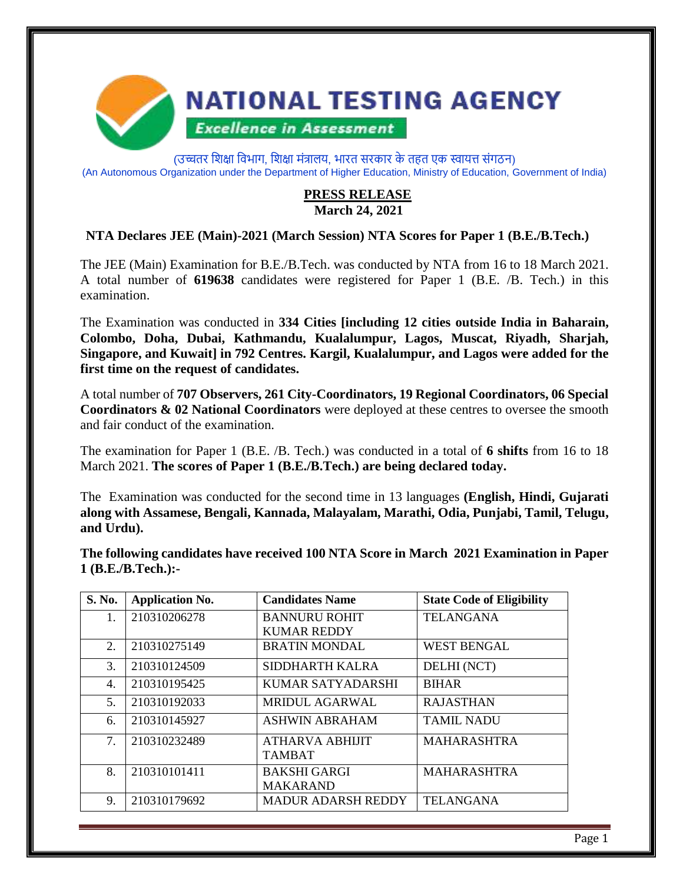# NATIONAL TESTING AGENCY

*Excellence in Assessment*

(उच्चतर शिक्षा विभाग, शिक्षा मंत्रालय, भारत सरकार के तहत एक स्वायत्त संगठन)
(An Autonomous Organization under the Department of Higher Education, Ministry of Education, Government of India)

**PRESS RELEASE**
**March 24, 2021**

### NTA Declares JEE (Main)-2021 (March Session) NTA Scores for Paper 1 (B.E./B.Tech.)

The JEE (Main) Examination for B.E./B.Tech. was conducted by NTA from 16 to 18 March 2021. A total number of **619638** candidates were registered for Paper 1 (B.E. /B. Tech.) in this examination.

The Examination was conducted in **334 Cities [including 12 cities outside India in Baharain, Colombo, Doha, Dubai, Kathmandu, Kualalumpur, Lagos, Muscat, Riyadh, Sharjah, Singapore, and Kuwait] in 792 Centres. Kargil, Kualalumpur, and Lagos were added for the first time on the request of candidates.**

A total number of **707 Observers, 261 City-Coordinators, 19 Regional Coordinators, 06 Special Coordinators & 02 National Coordinators** were deployed at these centres to oversee the smooth and fair conduct of the examination.

The examination for Paper 1 (B.E. /B. Tech.) was conducted in a total of **6 shifts** from 16 to 18 March 2021. **The scores of Paper 1 (B.E./B.Tech.) are being declared today.**

The Examination was conducted for the second time in 13 languages **(English, Hindi, Gujarati along with Assamese, Bengali, Kannada, Malayalam, Marathi, Odia, Punjabi, Tamil, Telugu, and Urdu).**

**The following candidates have received 100 NTA Score in March 2021 Examination in Paper 1 (B.E./B.Tech.):-**

| S. No. | Application No. | Candidates Name | State Code of Eligibility |
|---|---|---|---|
| 1. | 210310206278 | BANNURU ROHIT KUMAR REDDY | TELANGANA |
| 2. | 210310275149 | BRATIN MONDAL | WEST BENGAL |
| 3. | 210310124509 | SIDDHARTH KALRA | DELHI (NCT) |
| 4. | 210310195425 | KUMAR SATYADARSHI | BIHAR |
| 5. | 210310192033 | MRIDUL AGARWAL | RAJASTHAN |
| 6. | 210310145927 | ASHWIN ABRAHAM | TAMIL NADU |
| 7. | 210310232489 | ATHARVA ABHIJIT TAMBAT | MAHARASHTRA |
| 8. | 210310101411 | BAKSHI GARGI MAKARAND | MAHARASHTRA |
| 9. | 210310179692 | MADUR ADARSH REDDY | TELANGANA |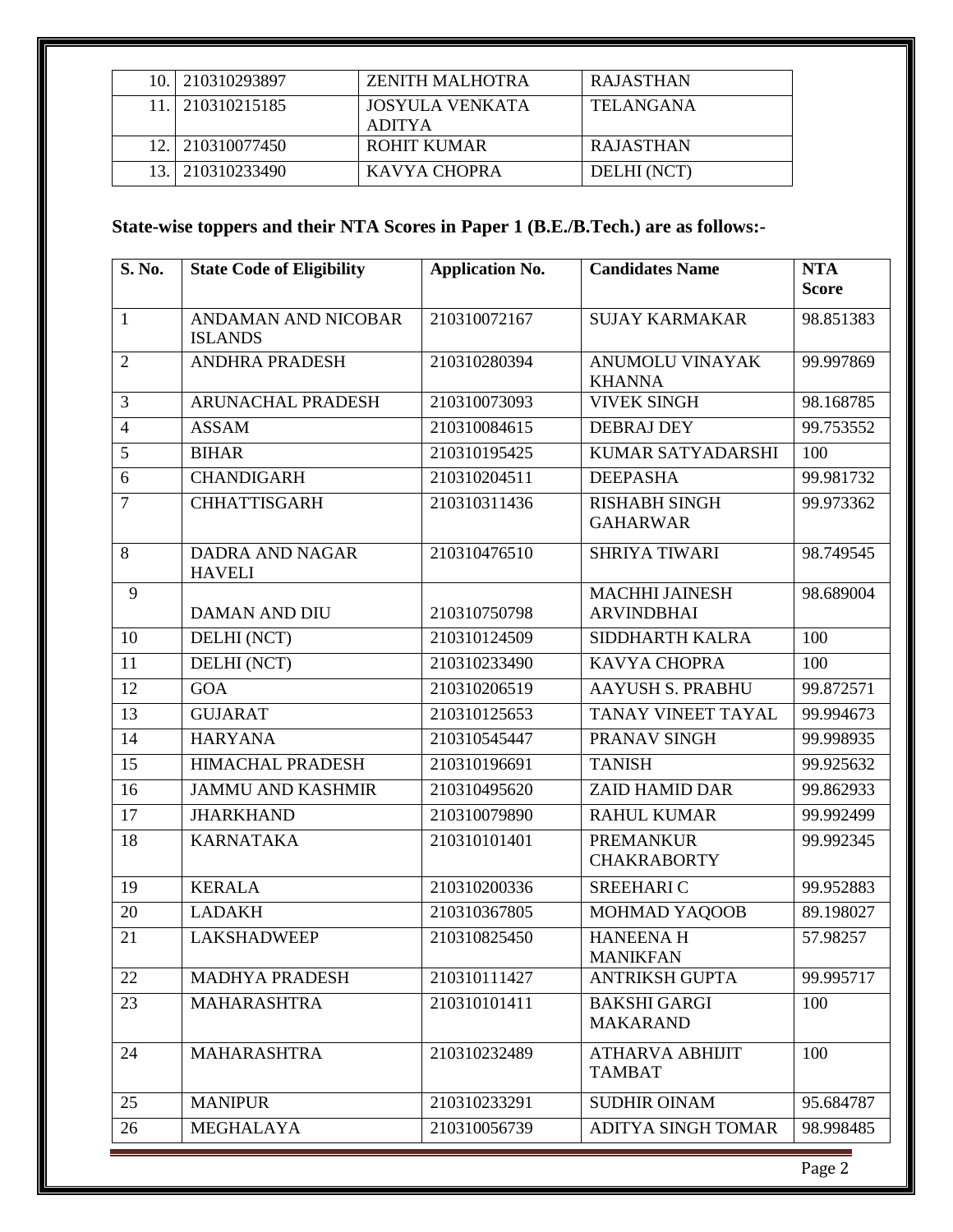| 10. | 210310293897 | ZENITH MALHOTRA | RAJASTHAN |
|---|---|---|---|
| 11. | 210310215185 | JOSYULA VENKATA ADITYA | TELANGANA |
| 12. | 210310077450 | ROHIT KUMAR | RAJASTHAN |
| 13. | 210310233490 | KAVYA CHOPRA | DELHI (NCT) |

**State-wise toppers and their NTA Scores in Paper 1 (B.E./B.Tech.) are as follows:-**

| S. No. | State Code of Eligibility | Application No. | Candidates Name | NTA Score |
|---|---|---|---|---|
| 1 | ANDAMAN AND NICOBAR ISLANDS | 210310072167 | SUJAY KARMAKAR | 98.851383 |
| 2 | ANDHRA PRADESH | 210310280394 | ANUMOLU VINAYAK KHANNA | 99.997869 |
| 3 | ARUNACHAL PRADESH | 210310073093 | VIVEK SINGH | 98.168785 |
| 4 | ASSAM | 210310084615 | DEBRAJ DEY | 99.753552 |
| 5 | BIHAR | 210310195425 | KUMAR SATYADARSHI | 100 |
| 6 | CHANDIGARH | 210310204511 | DEEPASHA | 99.981732 |
| 7 | CHHATTISGARH | 210310311436 | RISHABH SINGH GAHARWAR | 99.973362 |
| 8 | DADRA AND NAGAR HAVELI | 210310476510 | SHRIYA TIWARI | 98.749545 |
| 9 | DAMAN AND DIU | 210310750798 | MACHHI JAINESH ARVINDBHAI | 98.689004 |
| 10 | DELHI (NCT) | 210310124509 | SIDDHARTH KALRA | 100 |
| 11 | DELHI (NCT) | 210310233490 | KAVYA CHOPRA | 100 |
| 12 | GOA | 210310206519 | AAYUSH S. PRABHU | 99.872571 |
| 13 | GUJARAT | 210310125653 | TANAY VINEET TAYAL | 99.994673 |
| 14 | HARYANA | 210310545447 | PRANAV SINGH | 99.998935 |
| 15 | HIMACHAL PRADESH | 210310196691 | TANISH | 99.925632 |
| 16 | JAMMU AND KASHMIR | 210310495620 | ZAID HAMID DAR | 99.862933 |
| 17 | JHARKHAND | 210310079890 | RAHUL KUMAR | 99.992499 |
| 18 | KARNATAKA | 210310101401 | PREMANKUR CHAKRABORTY | 99.992345 |
| 19 | KERALA | 210310200336 | SREEHARI C | 99.952883 |
| 20 | LADAKH | 210310367805 | MOHMAD YAQOOB | 89.198027 |
| 21 | LAKSHADWEEP | 210310825450 | HANEENA H MANIKFAN | 57.98257 |
| 22 | MADHYA PRADESH | 210310111427 | ANTRIKSH GUPTA | 99.995717 |
| 23 | MAHARASHTRA | 210310101411 | BAKSHI GARGI MAKARAND | 100 |
| 24 | MAHARASHTRA | 210310232489 | ATHARVA ABHIJIT TAMBAT | 100 |
| 25 | MANIPUR | 210310233291 | SUDHIR OINAM | 95.684787 |
| 26 | MEGHALAYA | 210310056739 | ADITYA SINGH TOMAR | 98.998485 |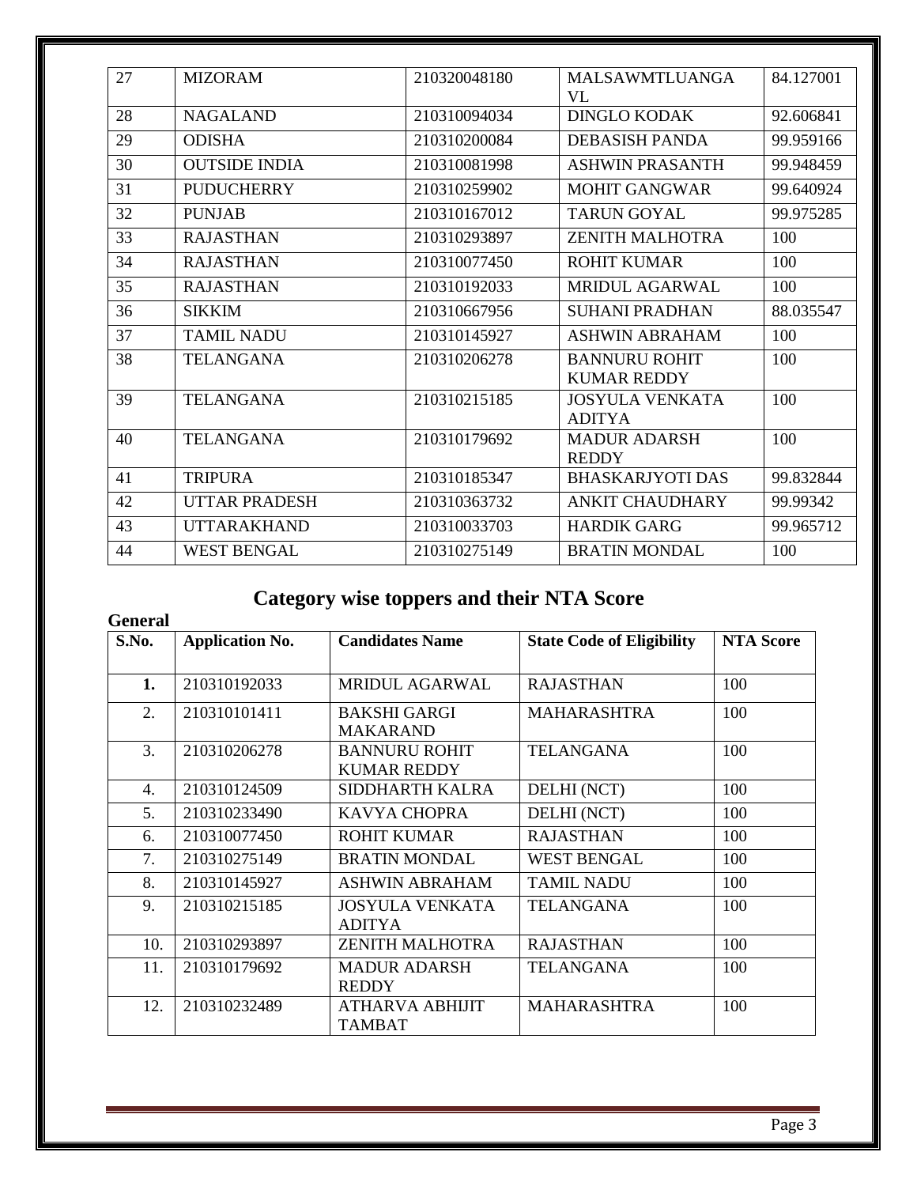| 27 | MIZORAM | 210320048180 | MALSAWMTLUANGA VL | 84.127001 |
|---|---|---|---|---|
| 28 | NAGALAND | 210310094034 | DINGLO KODAK | 92.606841 |
| 29 | ODISHA | 210310200084 | DEBASISH PANDA | 99.959166 |
| 30 | OUTSIDE INDIA | 210310081998 | ASHWIN PRASANTH | 99.948459 |
| 31 | PUDUCHERRY | 210310259902 | MOHIT GANGWAR | 99.640924 |
| 32 | PUNJAB | 210310167012 | TARUN GOYAL | 99.975285 |
| 33 | RAJASTHAN | 210310293897 | ZENITH MALHOTRA | 100 |
| 34 | RAJASTHAN | 210310077450 | ROHIT KUMAR | 100 |
| 35 | RAJASTHAN | 210310192033 | MRIDUL AGARWAL | 100 |
| 36 | SIKKIM | 210310667956 | SUHANI PRADHAN | 88.035547 |
| 37 | TAMIL NADU | 210310145927 | ASHWIN ABRAHAM | 100 |
| 38 | TELANGANA | 210310206278 | BANNURU ROHIT KUMAR REDDY | 100 |
| 39 | TELANGANA | 210310215185 | JOSYULA VENKATA ADITYA | 100 |
| 40 | TELANGANA | 210310179692 | MADUR ADARSH REDDY | 100 |
| 41 | TRIPURA | 210310185347 | BHASKARJYOTI DAS | 99.832844 |
| 42 | UTTAR PRADESH | 210310363732 | ANKIT CHAUDHARY | 99.99342 |
| 43 | UTTARAKHAND | 210310033703 | HARDIK GARG | 99.965712 |
| 44 | WEST BENGAL | 210310275149 | BRATIN MONDAL | 100 |

## Category wise toppers and their NTA Score

**General**

| S.No. | Application No. | Candidates Name | State Code of Eligibility | NTA Score |
|---|---|---|---|---|
| **1.** | 210310192033 | MRIDUL AGARWAL | RAJASTHAN | 100 |
| 2. | 210310101411 | BAKSHI GARGI MAKARAND | MAHARASHTRA | 100 |
| 3. | 210310206278 | BANNURU ROHIT KUMAR REDDY | TELANGANA | 100 |
| 4. | 210310124509 | SIDDHARTH KALRA | DELHI (NCT) | 100 |
| 5. | 210310233490 | KAVYA CHOPRA | DELHI (NCT) | 100 |
| 6. | 210310077450 | ROHIT KUMAR | RAJASTHAN | 100 |
| 7. | 210310275149 | BRATIN MONDAL | WEST BENGAL | 100 |
| 8. | 210310145927 | ASHWIN ABRAHAM | TAMIL NADU | 100 |
| 9. | 210310215185 | JOSYULA VENKATA ADITYA | TELANGANA | 100 |
| 10. | 210310293897 | ZENITH MALHOTRA | RAJASTHAN | 100 |
| 11. | 210310179692 | MADUR ADARSH REDDY | TELANGANA | 100 |
| 12. | 210310232489 | ATHARVA ABHIJIT TAMBAT | MAHARASHTRA | 100 |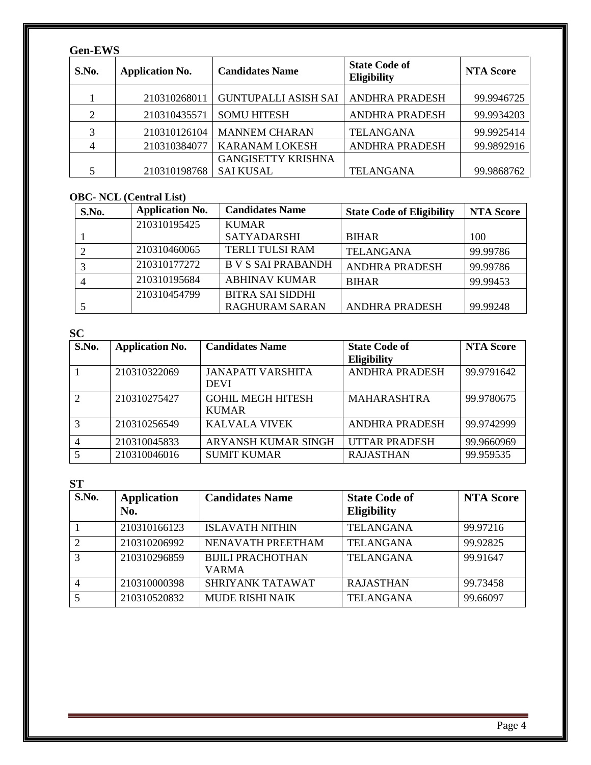**Gen-EWS**

| S.No. | Application No. | Candidates Name | State Code of Eligibility | NTA Score |
|---|---|---|---|---|
| 1 | 210310268011 | GUNTUPALLI ASISH SAI | ANDHRA PRADESH | 99.9946725 |
| 2 | 210310435571 | SOMU HITESH | ANDHRA PRADESH | 99.9934203 |
| 3 | 210310126104 | MANNEM CHARAN | TELANGANA | 99.9925414 |
| 4 | 210310384077 | KARANAM LOKESH | ANDHRA PRADESH | 99.9892916 |
| 5 | 210310198768 | GANGISETTY KRISHNA SAI KUSAL | TELANGANA | 99.9868762 |

**OBC- NCL (Central List)**

| S.No. | Application No. | Candidates Name | State Code of Eligibility | NTA Score |
|---|---|---|---|---|
| 1 | 210310195425 | KUMAR SATYADARSHI | BIHAR | 100 |
| 2 | 210310460065 | TERLI TULSI RAM | TELANGANA | 99.99786 |
| 3 | 210310177272 | B V S SAI PRABANDH | ANDHRA PRADESH | 99.99786 |
| 4 | 210310195684 | ABHINAV KUMAR | BIHAR | 99.99453 |
| 5 | 210310454799 | BITRA SAI SIDDHI RAGHURAM SARAN | ANDHRA PRADESH | 99.99248 |

**SC**

| S.No. | Application No. | Candidates Name | State Code of Eligibility | NTA Score |
|---|---|---|---|---|
| 1 | 210310322069 | JANAPATI VARSHITA DEVI | ANDHRA PRADESH | 99.9791642 |
| 2 | 210310275427 | GOHIL MEGH HITESH KUMAR | MAHARASHTRA | 99.9780675 |
| 3 | 210310256549 | KALVALA VIVEK | ANDHRA PRADESH | 99.9742999 |
| 4 | 210310045833 | ARYANSH KUMAR SINGH | UTTAR PRADESH | 99.9660969 |
| 5 | 210310046016 | SUMIT KUMAR | RAJASTHAN | 99.959535 |

**ST**

| S.No. | Application No. | Candidates Name | State Code of Eligibility | NTA Score |
|---|---|---|---|---|
| 1 | 210310166123 | ISLAVATH NITHIN | TELANGANA | 99.97216 |
| 2 | 210310206992 | NENAVATH PREETHAM | TELANGANA | 99.92825 |
| 3 | 210310296859 | BIJILI PRACHOTHAN VARMA | TELANGANA | 99.91647 |
| 4 | 210310000398 | SHRIYANK TATAWAT | RAJASTHAN | 99.73458 |
| 5 | 210310520832 | MUDE RISHI NAIK | TELANGANA | 99.66097 |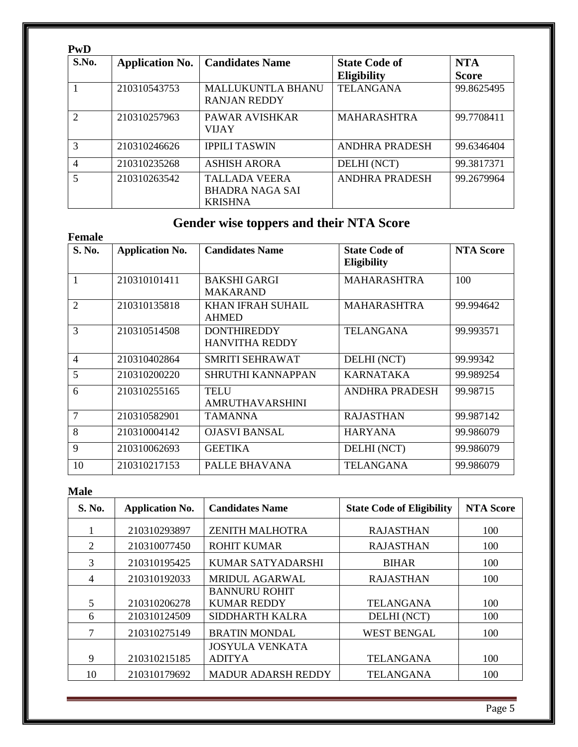**PwD**

| S.No. | Application No. | Candidates Name | State Code of Eligibility | NTA Score |
| --- | --- | --- | --- | --- |
| 1 | 210310543753 | MALLUKUNTLA BHANU RANJAN REDDY | TELANGANA | 99.8625495 |
| 2 | 210310257963 | PAWAR AVISHKAR VIJAY | MAHARASHTRA | 99.7708411 |
| 3 | 210310246626 | IPPILI TASWIN | ANDHRA PRADESH | 99.6346404 |
| 4 | 210310235268 | ASHISH ARORA | DELHI (NCT) | 99.3817371 |
| 5 | 210310263542 | TALLADA VEERA BHADRA NAGA SAI KRISHNA | ANDHRA PRADESH | 99.2679964 |

## Gender wise toppers and their NTA Score

**Female**

| S. No. | Application No. | Candidates Name | State Code of Eligibility | NTA Score |
| --- | --- | --- | --- | --- |
| 1 | 210310101411 | BAKSHI GARGI MAKARAND | MAHARASHTRA | 100 |
| 2 | 210310135818 | KHAN IFRAH SUHAIL AHMED | MAHARASHTRA | 99.994642 |
| 3 | 210310514508 | DONTHIREDDY HANVITHA REDDY | TELANGANA | 99.993571 |
| 4 | 210310402864 | SMRITI SEHRAWAT | DELHI (NCT) | 99.99342 |
| 5 | 210310200220 | SHRUTHI KANNAPPAN | KARNATAKA | 99.989254 |
| 6 | 210310255165 | TELU AMRUTHAVARSHINI | ANDHRA PRADESH | 99.98715 |
| 7 | 210310582901 | TAMANNA | RAJASTHAN | 99.987142 |
| 8 | 210310004142 | OJASVI BANSAL | HARYANA | 99.986079 |
| 9 | 210310062693 | GEETIKA | DELHI (NCT) | 99.986079 |
| 10 | 210310217153 | PALLE BHAVANA | TELANGANA | 99.986079 |

**Male**

| S. No. | Application No. | Candidates Name | State Code of Eligibility | NTA Score |
| --- | --- | --- | --- | --- |
| 1 | 210310293897 | ZENITH MALHOTRA | RAJASTHAN | 100 |
| 2 | 210310077450 | ROHIT KUMAR | RAJASTHAN | 100 |
| 3 | 210310195425 | KUMAR SATYADARSHI | BIHAR | 100 |
| 4 | 210310192033 | MRIDUL AGARWAL | RAJASTHAN | 100 |
| 5 | 210310206278 | BANNURU ROHIT KUMAR REDDY | TELANGANA | 100 |
| 6 | 210310124509 | SIDDHARTH KALRA | DELHI (NCT) | 100 |
| 7 | 210310275149 | BRATIN MONDAL | WEST BENGAL | 100 |
| 9 | 210310215185 | JOSYULA VENKATA ADITYA | TELANGANA | 100 |
| 10 | 210310179692 | MADUR ADARSH REDDY | TELANGANA | 100 |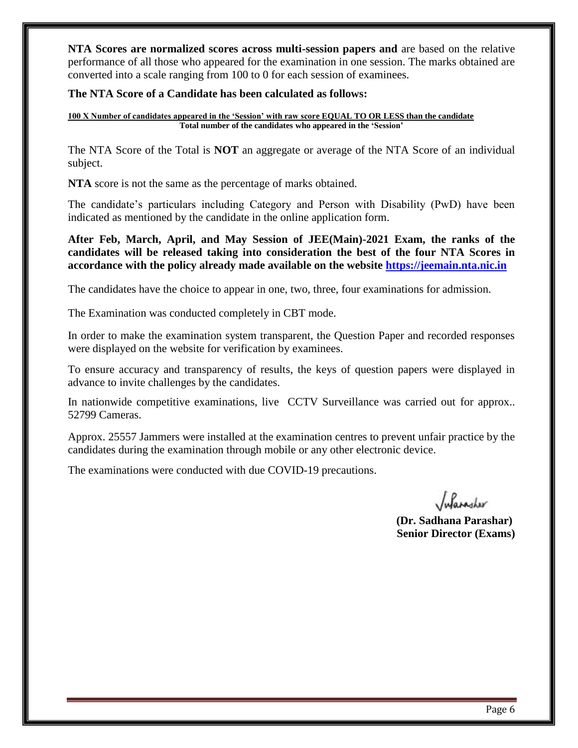**NTA Scores are normalized scores across multi-session papers and** are based on the relative performance of all those who appeared for the examination in one session. The marks obtained are converted into a scale ranging from 100 to 0 for each session of examinees.

**The NTA Score of a Candidate has been calculated as follows:**

$$\frac{\text{100 X Number of candidates appeared in the 'Session' with raw score EQUAL TO OR LESS than the candidate}}{\text{Total number of the candidates who appeared in the 'Session'}}$$

The NTA Score of the Total is **NOT** an aggregate or average of the NTA Score of an individual subject.

**NTA** score is not the same as the percentage of marks obtained.

The candidate's particulars including Category and Person with Disability (PwD) have been indicated as mentioned by the candidate in the online application form.

**After Feb, March, April, and May Session of JEE(Main)-2021 Exam, the ranks of the candidates will be released taking into consideration the best of the four NTA Scores in accordance with the policy already made available on the website https://jeemain.nta.nic.in**

The candidates have the choice to appear in one, two, three, four examinations for admission.

The Examination was conducted completely in CBT mode.

In order to make the examination system transparent, the Question Paper and recorded responses were displayed on the website for verification by examinees.

To ensure accuracy and transparency of results, the keys of question papers were displayed in advance to invite challenges by the candidates.

In nationwide competitive examinations, live CCTV Surveillance was carried out for approx.. 52799 Cameras.

Approx. 25557 Jammers were installed at the examination centres to prevent unfair practice by the candidates during the examination through mobile or any other electronic device.

The examinations were conducted with due COVID-19 precautions.

**(Dr. Sadhana Parashar)**
**Senior Director (Exams)**